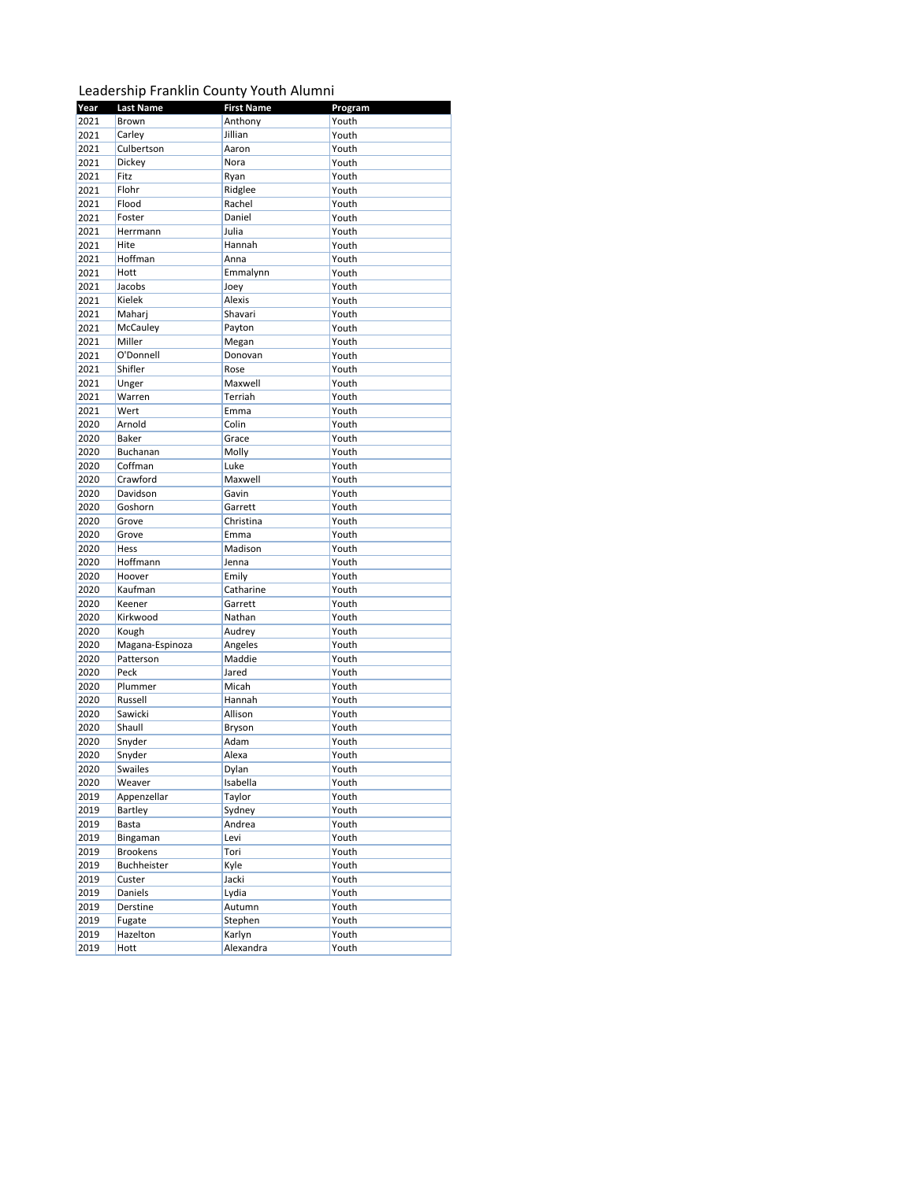# Leadership Franklin County Youth Alumni

| Year | Last Name | First Name | Program |
|---|---|---|---|
| 2021 | Brown | Anthony | Youth |
| 2021 | Carley | Jillian | Youth |
| 2021 | Culbertson | Aaron | Youth |
| 2021 | Dickey | Nora | Youth |
| 2021 | Fitz | Ryan | Youth |
| 2021 | Flohr | Ridglee | Youth |
| 2021 | Flood | Rachel | Youth |
| 2021 | Foster | Daniel | Youth |
| 2021 | Herrmann | Julia | Youth |
| 2021 | Hite | Hannah | Youth |
| 2021 | Hoffman | Anna | Youth |
| 2021 | Hott | Emmalynn | Youth |
| 2021 | Jacobs | Joey | Youth |
| 2021 | Kielek | Alexis | Youth |
| 2021 | Maharj | Shavari | Youth |
| 2021 | McCauley | Payton | Youth |
| 2021 | Miller | Megan | Youth |
| 2021 | O'Donnell | Donovan | Youth |
| 2021 | Shifler | Rose | Youth |
| 2021 | Unger | Maxwell | Youth |
| 2021 | Warren | Terriah | Youth |
| 2021 | Wert | Emma | Youth |
| 2020 | Arnold | Colin | Youth |
| 2020 | Baker | Grace | Youth |
| 2020 | Buchanan | Molly | Youth |
| 2020 | Coffman | Luke | Youth |
| 2020 | Crawford | Maxwell | Youth |
| 2020 | Davidson | Gavin | Youth |
| 2020 | Goshorn | Garrett | Youth |
| 2020 | Grove | Christina | Youth |
| 2020 | Grove | Emma | Youth |
| 2020 | Hess | Madison | Youth |
| 2020 | Hoffmann | Jenna | Youth |
| 2020 | Hoover | Emily | Youth |
| 2020 | Kaufman | Catharine | Youth |
| 2020 | Keener | Garrett | Youth |
| 2020 | Kirkwood | Nathan | Youth |
| 2020 | Kough | Audrey | Youth |
| 2020 | Magana-Espinoza | Angeles | Youth |
| 2020 | Patterson | Maddie | Youth |
| 2020 | Peck | Jared | Youth |
| 2020 | Plummer | Micah | Youth |
| 2020 | Russell | Hannah | Youth |
| 2020 | Sawicki | Allison | Youth |
| 2020 | Shaull | Bryson | Youth |
| 2020 | Snyder | Adam | Youth |
| 2020 | Snyder | Alexa | Youth |
| 2020 | Swailes | Dylan | Youth |
| 2020 | Weaver | Isabella | Youth |
| 2019 | Appenzellar | Taylor | Youth |
| 2019 | Bartley | Sydney | Youth |
| 2019 | Basta | Andrea | Youth |
| 2019 | Bingaman | Levi | Youth |
| 2019 | Brookens | Tori | Youth |
| 2019 | Buchheister | Kyle | Youth |
| 2019 | Custer | Jacki | Youth |
| 2019 | Daniels | Lydia | Youth |
| 2019 | Derstine | Autumn | Youth |
| 2019 | Fugate | Stephen | Youth |
| 2019 | Hazelton | Karlyn | Youth |
| 2019 | Hott | Alexandra | Youth |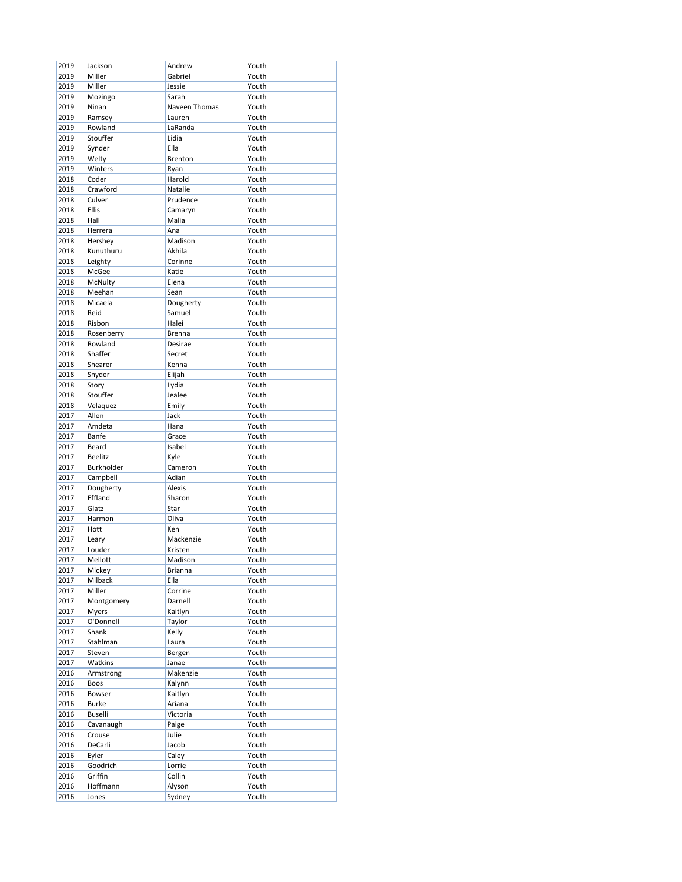| 2019 | Jackson | Andrew | Youth |
|---|---|---|---|
| 2019 | Miller | Gabriel | Youth |
| 2019 | Miller | Jessie | Youth |
| 2019 | Mozingo | Sarah | Youth |
| 2019 | Ninan | Naveen Thomas | Youth |
| 2019 | Ramsey | Lauren | Youth |
| 2019 | Rowland | LaRanda | Youth |
| 2019 | Stouffer | Lidia | Youth |
| 2019 | Synder | Ella | Youth |
| 2019 | Welty | Brenton | Youth |
| 2019 | Winters | Ryan | Youth |
| 2018 | Coder | Harold | Youth |
| 2018 | Crawford | Natalie | Youth |
| 2018 | Culver | Prudence | Youth |
| 2018 | Ellis | Camaryn | Youth |
| 2018 | Hall | Malia | Youth |
| 2018 | Herrera | Ana | Youth |
| 2018 | Hershey | Madison | Youth |
| 2018 | Kunuthuru | Akhila | Youth |
| 2018 | Leighty | Corinne | Youth |
| 2018 | McGee | Katie | Youth |
| 2018 | McNulty | Elena | Youth |
| 2018 | Meehan | Sean | Youth |
| 2018 | Micaela | Dougherty | Youth |
| 2018 | Reid | Samuel | Youth |
| 2018 | Risbon | Halei | Youth |
| 2018 | Rosenberry | Brenna | Youth |
| 2018 | Rowland | Desirae | Youth |
| 2018 | Shaffer | Secret | Youth |
| 2018 | Shearer | Kenna | Youth |
| 2018 | Snyder | Elijah | Youth |
| 2018 | Story | Lydia | Youth |
| 2018 | Stouffer | Jealee | Youth |
| 2018 | Velaquez | Emily | Youth |
| 2017 | Allen | Jack | Youth |
| 2017 | Amdeta | Hana | Youth |
| 2017 | Banfe | Grace | Youth |
| 2017 | Beard | Isabel | Youth |
| 2017 | Beelitz | Kyle | Youth |
| 2017 | Burkholder | Cameron | Youth |
| 2017 | Campbell | Adian | Youth |
| 2017 | Dougherty | Alexis | Youth |
| 2017 | Effland | Sharon | Youth |
| 2017 | Glatz | Star | Youth |
| 2017 | Harmon | Oliva | Youth |
| 2017 | Hott | Ken | Youth |
| 2017 | Leary | Mackenzie | Youth |
| 2017 | Louder | Kristen | Youth |
| 2017 | Mellott | Madison | Youth |
| 2017 | Mickey | Brianna | Youth |
| 2017 | Milback | Ella | Youth |
| 2017 | Miller | Corrine | Youth |
| 2017 | Montgomery | Darnell | Youth |
| 2017 | Myers | Kaitlyn | Youth |
| 2017 | O'Donnell | Taylor | Youth |
| 2017 | Shank | Kelly | Youth |
| 2017 | Stahlman | Laura | Youth |
| 2017 | Steven | Bergen | Youth |
| 2017 | Watkins | Janae | Youth |
| 2016 | Armstrong | Makenzie | Youth |
| 2016 | Boos | Kalynn | Youth |
| 2016 | Bowser | Kaitlyn | Youth |
| 2016 | Burke | Ariana | Youth |
| 2016 | Buselli | Victoria | Youth |
| 2016 | Cavanaugh | Paige | Youth |
| 2016 | Crouse | Julie | Youth |
| 2016 | DeCarli | Jacob | Youth |
| 2016 | Eyler | Caley | Youth |
| 2016 | Goodrich | Lorrie | Youth |
| 2016 | Griffin | Collin | Youth |
| 2016 | Hoffmann | Alyson | Youth |
| 2016 | Jones | Sydney | Youth |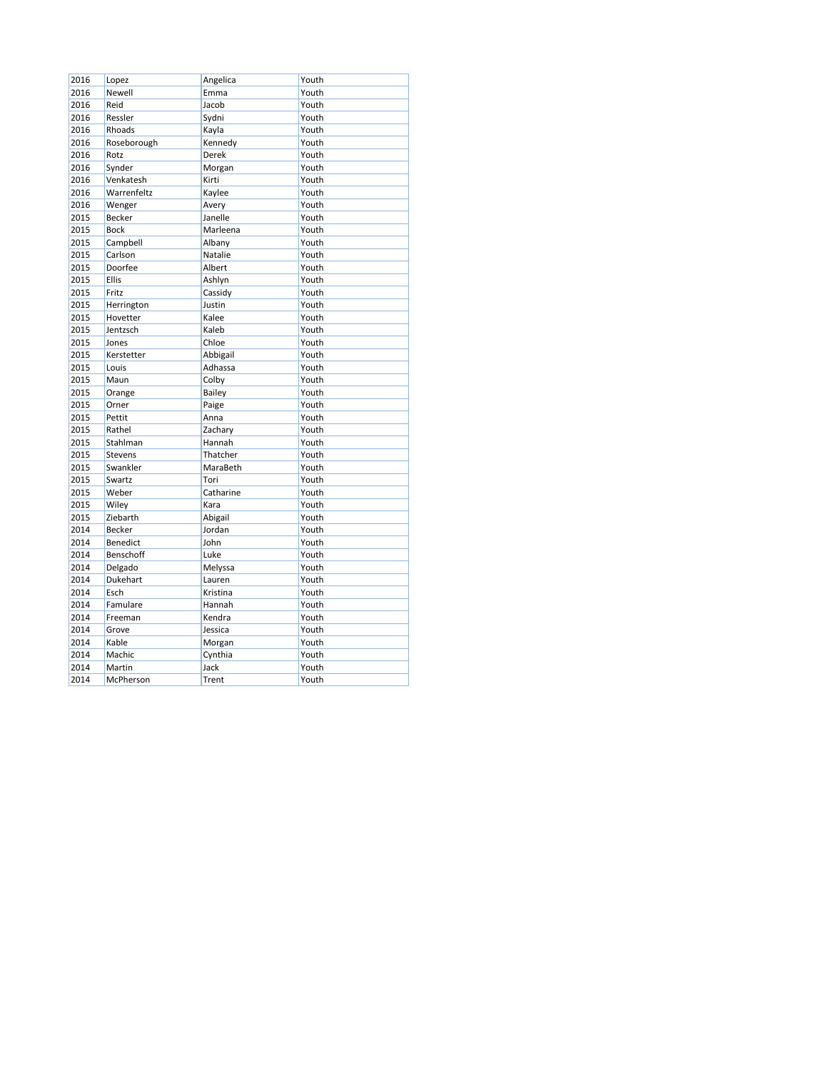| 2016 | Lopez | Angelica | Youth |
|---|---|---|---|
| 2016 | Newell | Emma | Youth |
| 2016 | Reid | Jacob | Youth |
| 2016 | Ressler | Sydni | Youth |
| 2016 | Rhoads | Kayla | Youth |
| 2016 | Roseborough | Kennedy | Youth |
| 2016 | Rotz | Derek | Youth |
| 2016 | Synder | Morgan | Youth |
| 2016 | Venkatesh | Kirti | Youth |
| 2016 | Warrenfeltz | Kaylee | Youth |
| 2016 | Wenger | Avery | Youth |
| 2015 | Becker | Janelle | Youth |
| 2015 | Bock | Marleena | Youth |
| 2015 | Campbell | Albany | Youth |
| 2015 | Carlson | Natalie | Youth |
| 2015 | Doorfee | Albert | Youth |
| 2015 | Ellis | Ashlyn | Youth |
| 2015 | Fritz | Cassidy | Youth |
| 2015 | Herrington | Justin | Youth |
| 2015 | Hovetter | Kalee | Youth |
| 2015 | Jentzsch | Kaleb | Youth |
| 2015 | Jones | Chloe | Youth |
| 2015 | Kerstetter | Abbigail | Youth |
| 2015 | Louis | Adhassa | Youth |
| 2015 | Maun | Colby | Youth |
| 2015 | Orange | Bailey | Youth |
| 2015 | Orner | Paige | Youth |
| 2015 | Pettit | Anna | Youth |
| 2015 | Rathel | Zachary | Youth |
| 2015 | Stahlman | Hannah | Youth |
| 2015 | Stevens | Thatcher | Youth |
| 2015 | Swankler | MaraBeth | Youth |
| 2015 | Swartz | Tori | Youth |
| 2015 | Weber | Catharine | Youth |
| 2015 | Wiley | Kara | Youth |
| 2015 | Ziebarth | Abigail | Youth |
| 2014 | Becker | Jordan | Youth |
| 2014 | Benedict | John | Youth |
| 2014 | Benschoff | Luke | Youth |
| 2014 | Delgado | Melyssa | Youth |
| 2014 | Dukehart | Lauren | Youth |
| 2014 | Esch | Kristina | Youth |
| 2014 | Famulare | Hannah | Youth |
| 2014 | Freeman | Kendra | Youth |
| 2014 | Grove | Jessica | Youth |
| 2014 | Kable | Morgan | Youth |
| 2014 | Machic | Cynthia | Youth |
| 2014 | Martin | Jack | Youth |
| 2014 | McPherson | Trent | Youth |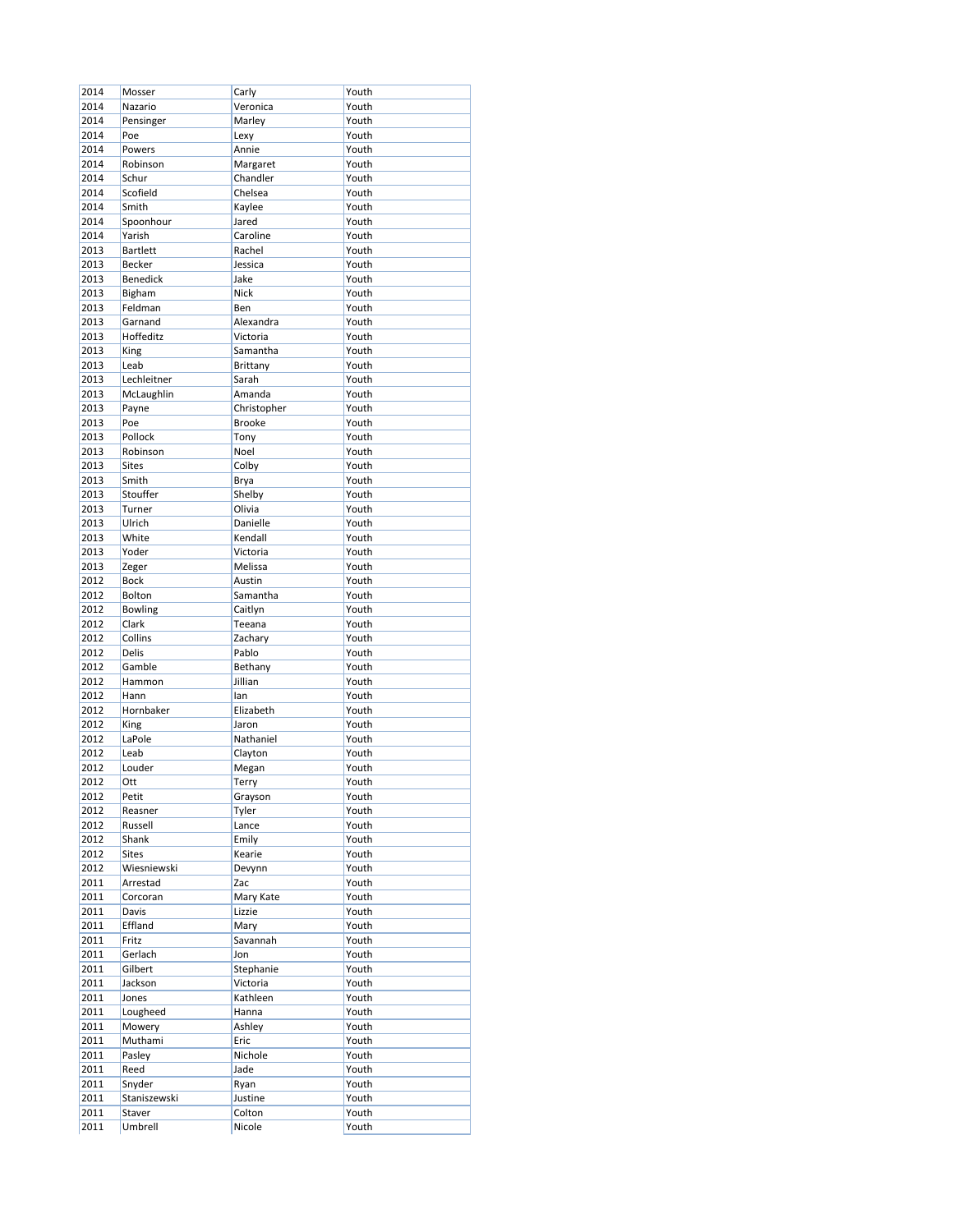| 2014 | Mosser | Carly | Youth |
|---|---|---|---|
| 2014 | Nazario | Veronica | Youth |
| 2014 | Pensinger | Marley | Youth |
| 2014 | Poe | Lexy | Youth |
| 2014 | Powers | Annie | Youth |
| 2014 | Robinson | Margaret | Youth |
| 2014 | Schur | Chandler | Youth |
| 2014 | Scofield | Chelsea | Youth |
| 2014 | Smith | Kaylee | Youth |
| 2014 | Spoonhour | Jared | Youth |
| 2014 | Yarish | Caroline | Youth |
| 2013 | Bartlett | Rachel | Youth |
| 2013 | Becker | Jessica | Youth |
| 2013 | Benedick | Jake | Youth |
| 2013 | Bigham | Nick | Youth |
| 2013 | Feldman | Ben | Youth |
| 2013 | Garnand | Alexandra | Youth |
| 2013 | Hoffeditz | Victoria | Youth |
| 2013 | King | Samantha | Youth |
| 2013 | Leab | Brittany | Youth |
| 2013 | Lechleitner | Sarah | Youth |
| 2013 | McLaughlin | Amanda | Youth |
| 2013 | Payne | Christopher | Youth |
| 2013 | Poe | Brooke | Youth |
| 2013 | Pollock | Tony | Youth |
| 2013 | Robinson | Noel | Youth |
| 2013 | Sites | Colby | Youth |
| 2013 | Smith | Brya | Youth |
| 2013 | Stouffer | Shelby | Youth |
| 2013 | Turner | Olivia | Youth |
| 2013 | Ulrich | Danielle | Youth |
| 2013 | White | Kendall | Youth |
| 2013 | Yoder | Victoria | Youth |
| 2013 | Zeger | Melissa | Youth |
| 2012 | Bock | Austin | Youth |
| 2012 | Bolton | Samantha | Youth |
| 2012 | Bowling | Caitlyn | Youth |
| 2012 | Clark | Teeana | Youth |
| 2012 | Collins | Zachary | Youth |
| 2012 | Delis | Pablo | Youth |
| 2012 | Gamble | Bethany | Youth |
| 2012 | Hammon | Jillian | Youth |
| 2012 | Hann | Ian | Youth |
| 2012 | Hornbaker | Elizabeth | Youth |
| 2012 | King | Jaron | Youth |
| 2012 | LaPole | Nathaniel | Youth |
| 2012 | Leab | Clayton | Youth |
| 2012 | Louder | Megan | Youth |
| 2012 | Ott | Terry | Youth |
| 2012 | Petit | Grayson | Youth |
| 2012 | Reasner | Tyler | Youth |
| 2012 | Russell | Lance | Youth |
| 2012 | Shank | Emily | Youth |
| 2012 | Sites | Kearie | Youth |
| 2012 | Wiesniewski | Devynn | Youth |
| 2011 | Arrestad | Zac | Youth |
| 2011 | Corcoran | Mary Kate | Youth |
| 2011 | Davis | Lizzie | Youth |
| 2011 | Effland | Mary | Youth |
| 2011 | Fritz | Savannah | Youth |
| 2011 | Gerlach | Jon | Youth |
| 2011 | Gilbert | Stephanie | Youth |
| 2011 | Jackson | Victoria | Youth |
| 2011 | Jones | Kathleen | Youth |
| 2011 | Lougheed | Hanna | Youth |
| 2011 | Mowery | Ashley | Youth |
| 2011 | Muthami | Eric | Youth |
| 2011 | Pasley | Nichole | Youth |
| 2011 | Reed | Jade | Youth |
| 2011 | Snyder | Ryan | Youth |
| 2011 | Staniszewski | Justine | Youth |
| 2011 | Staver | Colton | Youth |
| 2011 | Umbrell | Nicole | Youth |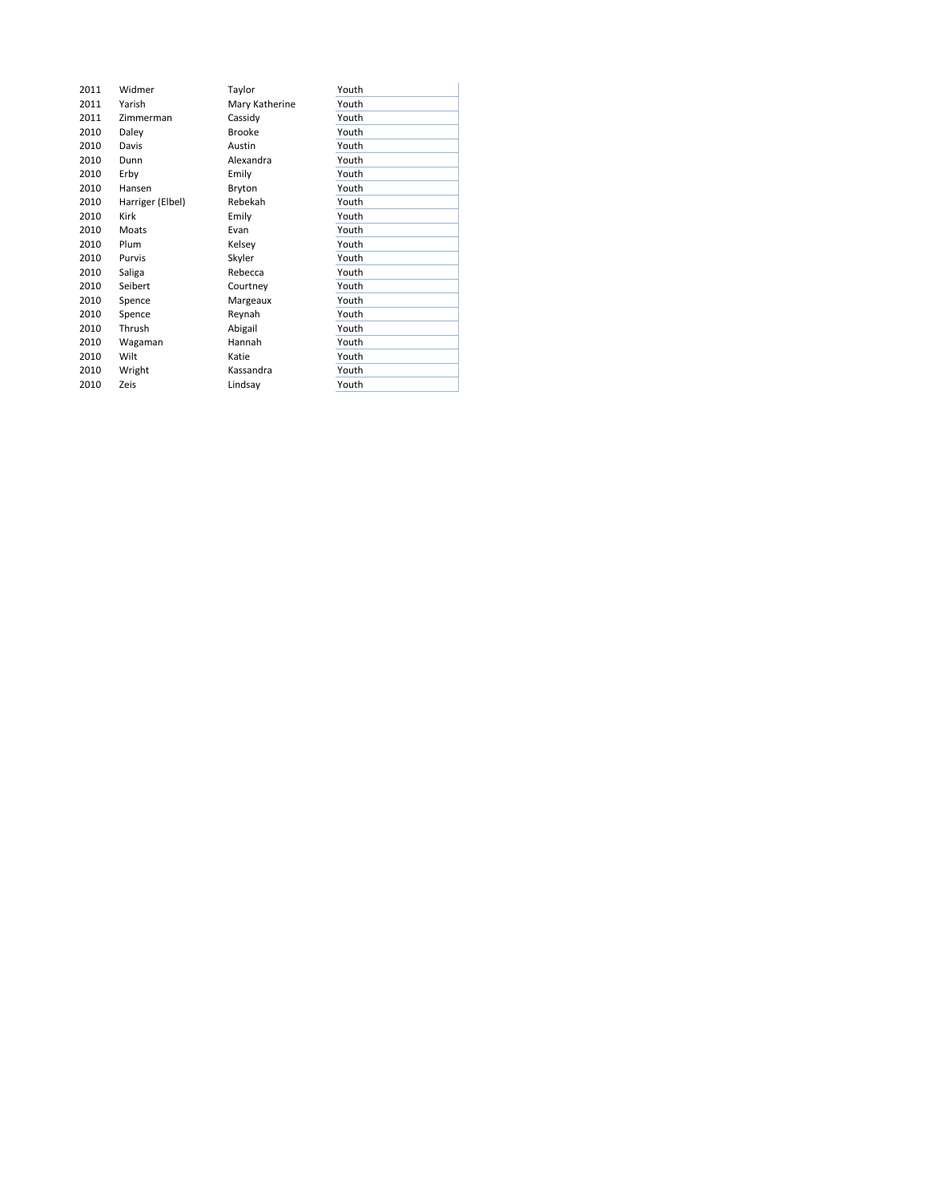| | | | |
|---|---|---|---|
| 2011 | Widmer | Taylor | Youth |
| 2011 | Yarish | Mary Katherine | Youth |
| 2011 | Zimmerman | Cassidy | Youth |
| 2010 | Daley | Brooke | Youth |
| 2010 | Davis | Austin | Youth |
| 2010 | Dunn | Alexandra | Youth |
| 2010 | Erby | Emily | Youth |
| 2010 | Hansen | Bryton | Youth |
| 2010 | Harriger (Elbel) | Rebekah | Youth |
| 2010 | Kirk | Emily | Youth |
| 2010 | Moats | Evan | Youth |
| 2010 | Plum | Kelsey | Youth |
| 2010 | Purvis | Skyler | Youth |
| 2010 | Saliga | Rebecca | Youth |
| 2010 | Seibert | Courtney | Youth |
| 2010 | Spence | Margeaux | Youth |
| 2010 | Spence | Reynah | Youth |
| 2010 | Thrush | Abigail | Youth |
| 2010 | Wagaman | Hannah | Youth |
| 2010 | Wilt | Katie | Youth |
| 2010 | Wright | Kassandra | Youth |
| 2010 | Zeis | Lindsay | Youth |